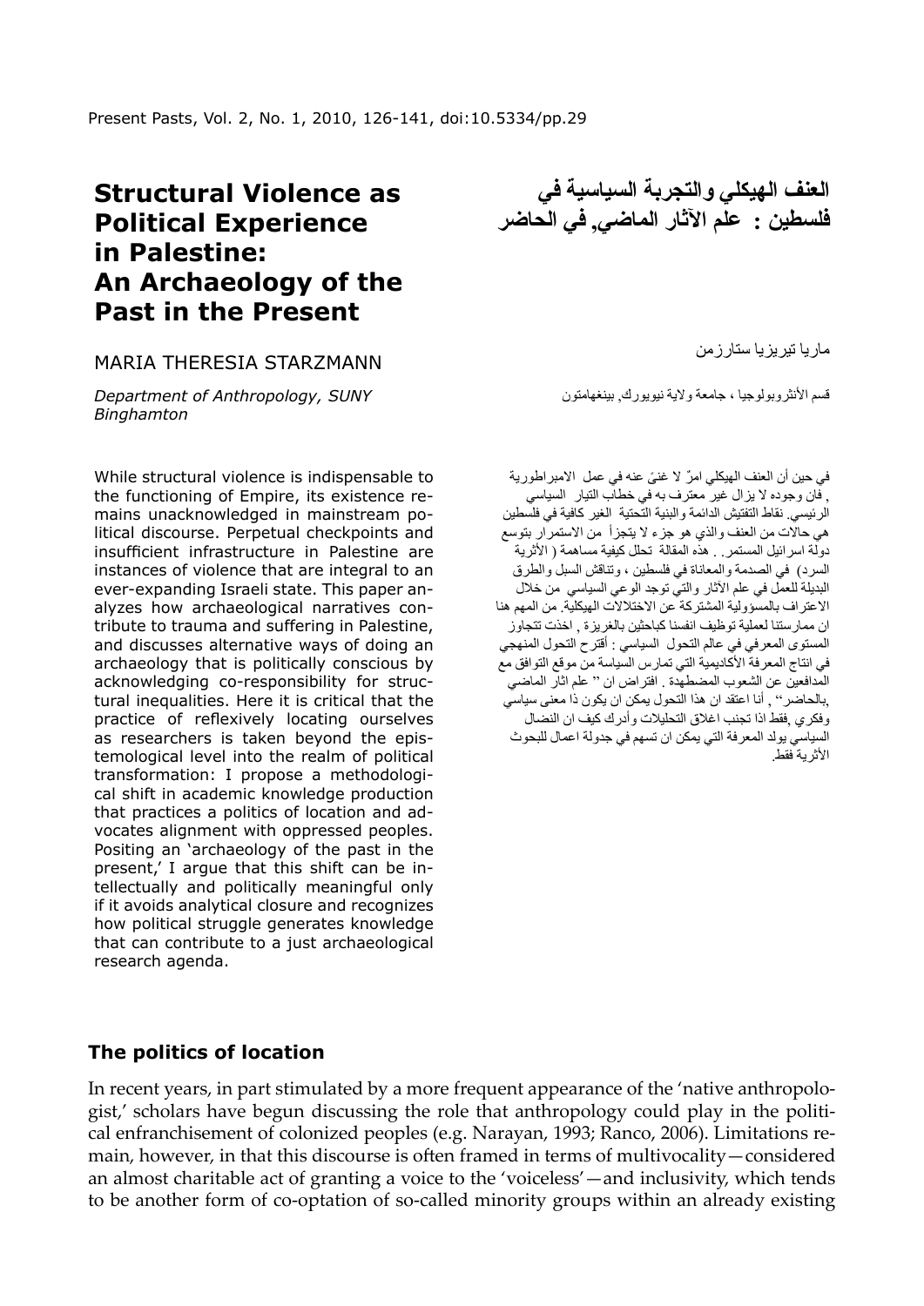# Structural Violence as Political Experience in Palestine: An Archaeology of the Past in the Present

MARIA THERESIA STARZMANN

*Department of Anthropology, SUNY Binghamton*

While structural violence is indispensable to the functioning of Empire, its existence remains unacknowledged in mainstream political discourse. Perpetual checkpoints and insufficient infrastructure in Palestine are instances of violence that are integral to an ever-expanding Israeli state. This paper analyzes how archaeological narratives contribute to trauma and suffering in Palestine, and discusses alternative ways of doing an archaeology that is politically conscious by acknowledging co-responsibility for structural inequalities. Here it is critical that the practice of reflexively locating ourselves as researchers is taken beyond the epistemological level into the realm of political transformation: I propose a methodological shift in academic knowledge production that practices a politics of location and advocates alignment with oppressed peoples. Positing an 'archaeology of the past in the present,' I argue that this shift can be intellectually and politically meaningful only if it avoids analytical closure and recognizes how political struggle generates knowledge that can contribute to a just archaeological research agenda.

# العنف الهيكلي والتجربة السياسية في فلسطين : علم الآثار الماضي, في الحاضر

ماريا تيريزيا ستارزمن

قسم الأنثروبولوجيا ، جامعة ولاية نيويورك, بينغهامتون

في حين أن العنف الهيكلي امرٌ لا غنىً عنه في عمل الامبراطورية , فان وجوده لا يزال غير معترف به في خطاب التيار السياسي الرئيسي. نقاط التفتيش الدائمة والبنية التحتية الغير كافية في فلسطين هي حالات من العنف والذي هو جزء لا يتجزأ من الاستمرار بتوسع دولة اسرائيل المستمر . . هذه المقالة تحلل كيفية مساهمة ( الأثرية السرد) في الصدمة والمعاناة في فلسطين ، وتناقش السبل والطرق البديلة للعمل في علم الآثار والتي توجد الوعي السياسي من خلال الاعتراف بالمسؤولية المشتركة عن الاختلالات الهيكلية. من المهم هنا ان ممارستنا لعملية توظيف انفسنا كباحثين بالغريزة , اخذت تتجاوز المستوى المعرفي في عالم التحول السياسي : أقترح التحول المنهجي في انتاج المعرفة الأكاديمية التي تمارس السياسة من موقع التوافق مع المدافعين عن الشعوب المضطهدة . افتراض ان " علم اثار الماضي بالحاضر" , أنا اعتقد ان هذا التحول يمكن ان يكون ذا معنى سياسي وفكري ,فقط اذا تجنب اغلاق التحليلات وأدرك كيف ان النضال السياسي يولد المعرفة التي يمكن ان تسهم في جدولة اعمال للبحوث الأثرية فقط.

## The politics of location

In recent years, in part stimulated by a more frequent appearance of the 'native anthropologist,' scholars have begun discussing the role that anthropology could play in the political enfranchisement of colonized peoples (e.g. Narayan, 1993; Ranco, 2006). Limitations remain, however, in that this discourse is often framed in terms of multivocality—considered an almost charitable act of granting a voice to the 'voiceless'—and inclusivity, which tends to be another form of co-optation of so-called minority groups within an already existing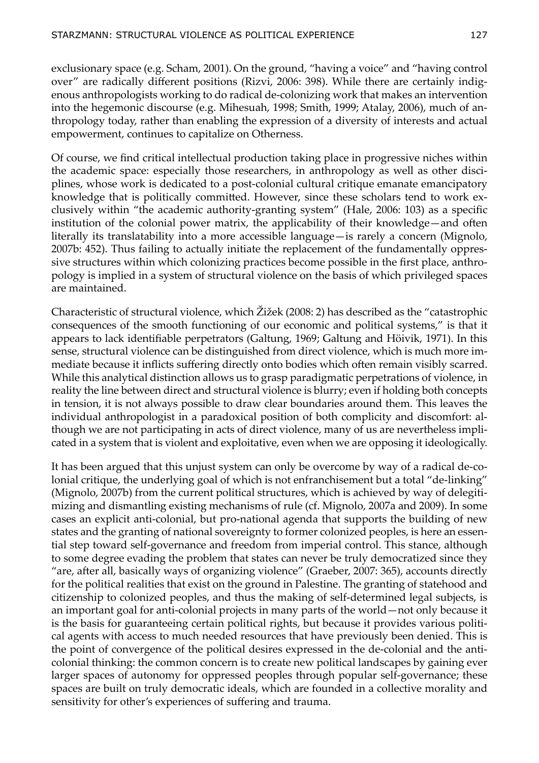exclusionary space (e.g. Scham, 2001). On the ground, "having a voice" and "having control over" are radically different positions (Rizvi, 2006: 398). While there are certainly indigenous anthropologists working to do radical de-colonizing work that makes an intervention into the hegemonic discourse (e.g. Mihesuah, 1998; Smith, 1999; Atalay, 2006), much of anthropology today, rather than enabling the expression of a diversity of interests and actual empowerment, continues to capitalize on Otherness.

Of course, we find critical intellectual production taking place in progressive niches within the academic space: especially those researchers, in anthropology as well as other disciplines, whose work is dedicated to a post-colonial cultural critique emanate emancipatory knowledge that is politically committed. However, since these scholars tend to work exclusively within "the academic authority-granting system" (Hale, 2006: 103) as a specific institution of the colonial power matrix, the applicability of their knowledge—and often literally its translatability into a more accessible language—is rarely a concern (Mignolo, 2007b: 452). Thus failing to actually initiate the replacement of the fundamentally oppressive structures within which colonizing practices become possible in the first place, anthropology is implied in a system of structural violence on the basis of which privileged spaces are maintained.

Characteristic of structural violence, which Žižek (2008: 2) has described as the "catastrophic consequences of the smooth functioning of our economic and political systems," is that it appears to lack identifiable perpetrators (Galtung, 1969; Galtung and Höivik, 1971). In this sense, structural violence can be distinguished from direct violence, which is much more immediate because it inflicts suffering directly onto bodies which often remain visibly scarred. While this analytical distinction allows us to grasp paradigmatic perpetrations of violence, in reality the line between direct and structural violence is blurry; even if holding both concepts in tension, it is not always possible to draw clear boundaries around them. This leaves the individual anthropologist in a paradoxical position of both complicity and discomfort: although we are not participating in acts of direct violence, many of us are nevertheless implicated in a system that is violent and exploitative, even when we are opposing it ideologically.

It has been argued that this unjust system can only be overcome by way of a radical de-colonial critique, the underlying goal of which is not enfranchisement but a total "de-linking" (Mignolo, 2007b) from the current political structures, which is achieved by way of delegitimizing and dismantling existing mechanisms of rule (cf. Mignolo, 2007a and 2009). In some cases an explicit anti-colonial, but pro-national agenda that supports the building of new states and the granting of national sovereignty to former colonized peoples, is here an essential step toward self-governance and freedom from imperial control. This stance, although to some degree evading the problem that states can never be truly democratized since they "are, after all, basically ways of organizing violence" (Graeber, 2007: 365), accounts directly for the political realities that exist on the ground in Palestine. The granting of statehood and citizenship to colonized peoples, and thus the making of self-determined legal subjects, is an important goal for anti-colonial projects in many parts of the world—not only because it is the basis for guaranteeing certain political rights, but because it provides various political agents with access to much needed resources that have previously been denied. This is the point of convergence of the political desires expressed in the de-colonial and the anti-colonial thinking: the common concern is to create new political landscapes by gaining ever larger spaces of autonomy for oppressed peoples through popular self-governance; these spaces are built on truly democratic ideals, which are founded in a collective morality and sensitivity for other's experiences of suffering and trauma.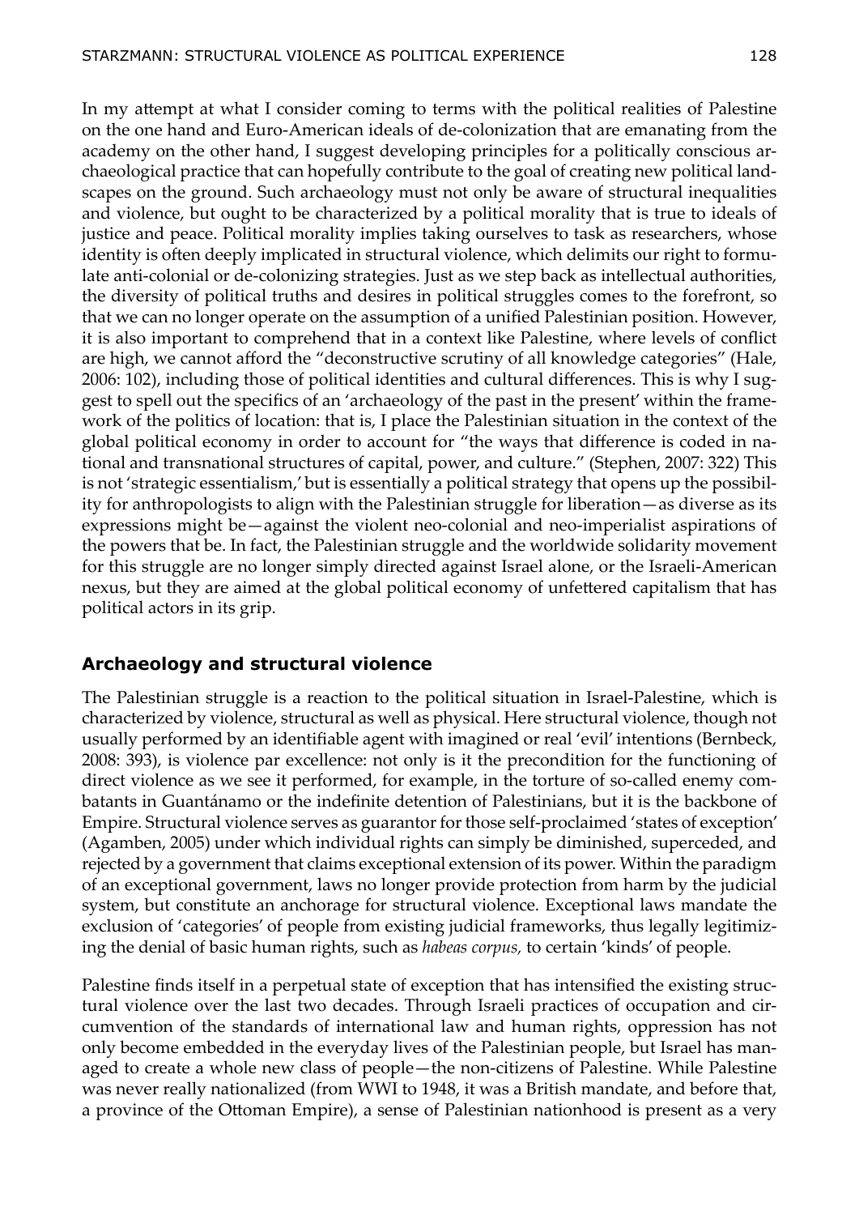In my attempt at what I consider coming to terms with the political realities of Palestine on the one hand and Euro-American ideals of de-colonization that are emanating from the academy on the other hand, I suggest developing principles for a politically conscious archaeological practice that can hopefully contribute to the goal of creating new political landscapes on the ground. Such archaeology must not only be aware of structural inequalities and violence, but ought to be characterized by a political morality that is true to ideals of justice and peace. Political morality implies taking ourselves to task as researchers, whose identity is often deeply implicated in structural violence, which delimits our right to formulate anti-colonial or de-colonizing strategies. Just as we step back as intellectual authorities, the diversity of political truths and desires in political struggles comes to the forefront, so that we can no longer operate on the assumption of a unified Palestinian position. However, it is also important to comprehend that in a context like Palestine, where levels of conflict are high, we cannot afford the "deconstructive scrutiny of all knowledge categories" (Hale, 2006: 102), including those of political identities and cultural differences. This is why I suggest to spell out the specifics of an 'archaeology of the past in the present' within the framework of the politics of location: that is, I place the Palestinian situation in the context of the global political economy in order to account for "the ways that difference is coded in national and transnational structures of capital, power, and culture." (Stephen, 2007: 322) This is not 'strategic essentialism,' but is essentially a political strategy that opens up the possibility for anthropologists to align with the Palestinian struggle for liberation—as diverse as its expressions might be—against the violent neo-colonial and neo-imperialist aspirations of the powers that be. In fact, the Palestinian struggle and the worldwide solidarity movement for this struggle are no longer simply directed against Israel alone, or the Israeli-American nexus, but they are aimed at the global political economy of unfettered capitalism that has political actors in its grip.

## Archaeology and structural violence

The Palestinian struggle is a reaction to the political situation in Israel-Palestine, which is characterized by violence, structural as well as physical. Here structural violence, though not usually performed by an identifiable agent with imagined or real 'evil' intentions (Bernbeck, 2008: 393), is violence par excellence: not only is it the precondition for the functioning of direct violence as we see it performed, for example, in the torture of so-called enemy combatants in Guantánamo or the indefinite detention of Palestinians, but it is the backbone of Empire. Structural violence serves as guarantor for those self-proclaimed 'states of exception' (Agamben, 2005) under which individual rights can simply be diminished, superceded, and rejected by a government that claims exceptional extension of its power. Within the paradigm of an exceptional government, laws no longer provide protection from harm by the judicial system, but constitute an anchorage for structural violence. Exceptional laws mandate the exclusion of 'categories' of people from existing judicial frameworks, thus legally legitimizing the denial of basic human rights, such as *habeas corpus*, to certain 'kinds' of people.

Palestine finds itself in a perpetual state of exception that has intensified the existing structural violence over the last two decades. Through Israeli practices of occupation and circumvention of the standards of international law and human rights, oppression has not only become embedded in the everyday lives of the Palestinian people, but Israel has managed to create a whole new class of people—the non-citizens of Palestine. While Palestine was never really nationalized (from WWI to 1948, it was a British mandate, and before that, a province of the Ottoman Empire), a sense of Palestinian nationhood is present as a very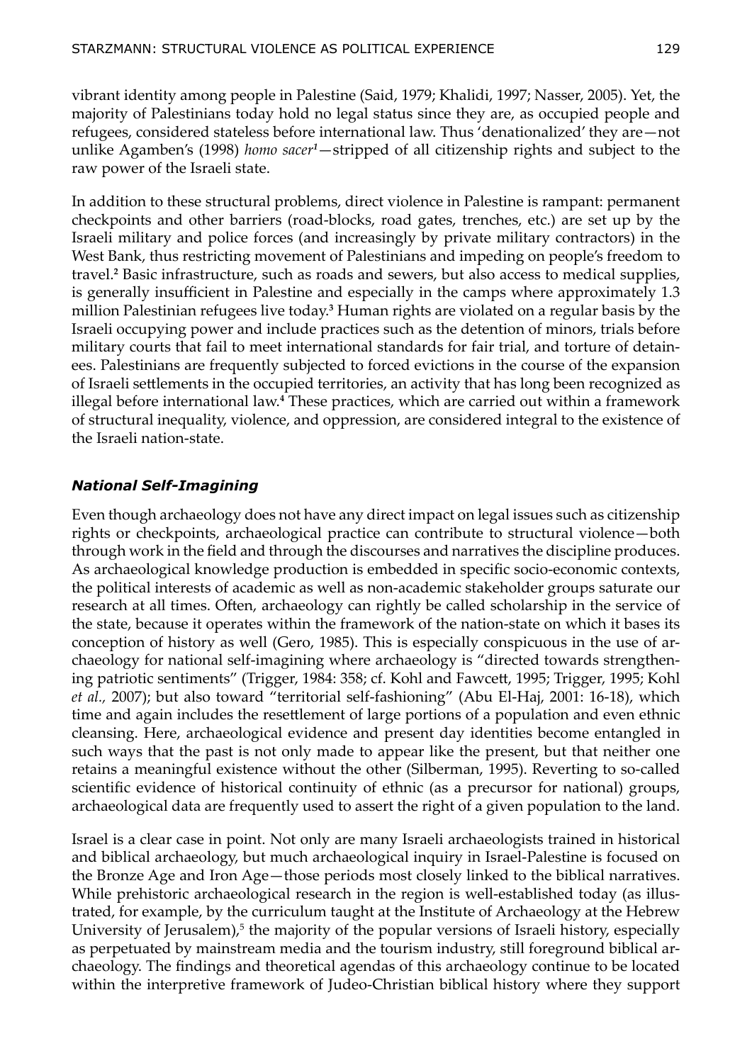vibrant identity among people in Palestine (Said, 1979; Khalidi, 1997; Nasser, 2005). Yet, the majority of Palestinians today hold no legal status since they are, as occupied people and refugees, considered stateless before international law. Thus 'denationalized' they are—not unlike Agamben's (1998) *homo sacer*[1]—stripped of all citizenship rights and subject to the raw power of the Israeli state.

In addition to these structural problems, direct violence in Palestine is rampant: permanent checkpoints and other barriers (road-blocks, road gates, trenches, etc.) are set up by the Israeli military and police forces (and increasingly by private military contractors) in the West Bank, thus restricting movement of Palestinians and impeding on people's freedom to travel.[2] Basic infrastructure, such as roads and sewers, but also access to medical supplies, is generally insufficient in Palestine and especially in the camps where approximately 1.3 million Palestinian refugees live today.[3] Human rights are violated on a regular basis by the Israeli occupying power and include practices such as the detention of minors, trials before military courts that fail to meet international standards for fair trial, and torture of detainees. Palestinians are frequently subjected to forced evictions in the course of the expansion of Israeli settlements in the occupied territories, an activity that has long been recognized as illegal before international law.[4] These practices, which are carried out within a framework of structural inequality, violence, and oppression, are considered integral to the existence of the Israeli nation-state.

### *National Self-Imagining*

Even though archaeology does not have any direct impact on legal issues such as citizenship rights or checkpoints, archaeological practice can contribute to structural violence—both through work in the field and through the discourses and narratives the discipline produces. As archaeological knowledge production is embedded in specific socio-economic contexts, the political interests of academic as well as non-academic stakeholder groups saturate our research at all times. Often, archaeology can rightly be called scholarship in the service of the state, because it operates within the framework of the nation-state on which it bases its conception of history as well (Gero, 1985). This is especially conspicuous in the use of archaeology for national self-imagining where archaeology is "directed towards strengthening patriotic sentiments" (Trigger, 1984: 358; cf. Kohl and Fawcett, 1995; Trigger, 1995; Kohl *et al.*, 2007); but also toward "territorial self-fashioning" (Abu El-Haj, 2001: 16-18), which time and again includes the resettlement of large portions of a population and even ethnic cleansing. Here, archaeological evidence and present day identities become entangled in such ways that the past is not only made to appear like the present, but that neither one retains a meaningful existence without the other (Silberman, 1995). Reverting to so-called scientific evidence of historical continuity of ethnic (as a precursor for national) groups, archaeological data are frequently used to assert the right of a given population to the land.

Israel is a clear case in point. Not only are many Israeli archaeologists trained in historical and biblical archaeology, but much archaeological inquiry in Israel-Palestine is focused on the Bronze Age and Iron Age—those periods most closely linked to the biblical narratives. While prehistoric archaeological research in the region is well-established today (as illustrated, for example, by the curriculum taught at the Institute of Archaeology at the Hebrew University of Jerusalem),[5] the majority of the popular versions of Israeli history, especially as perpetuated by mainstream media and the tourism industry, still foreground biblical archaeology. The findings and theoretical agendas of this archaeology continue to be located within the interpretive framework of Judeo-Christian biblical history where they support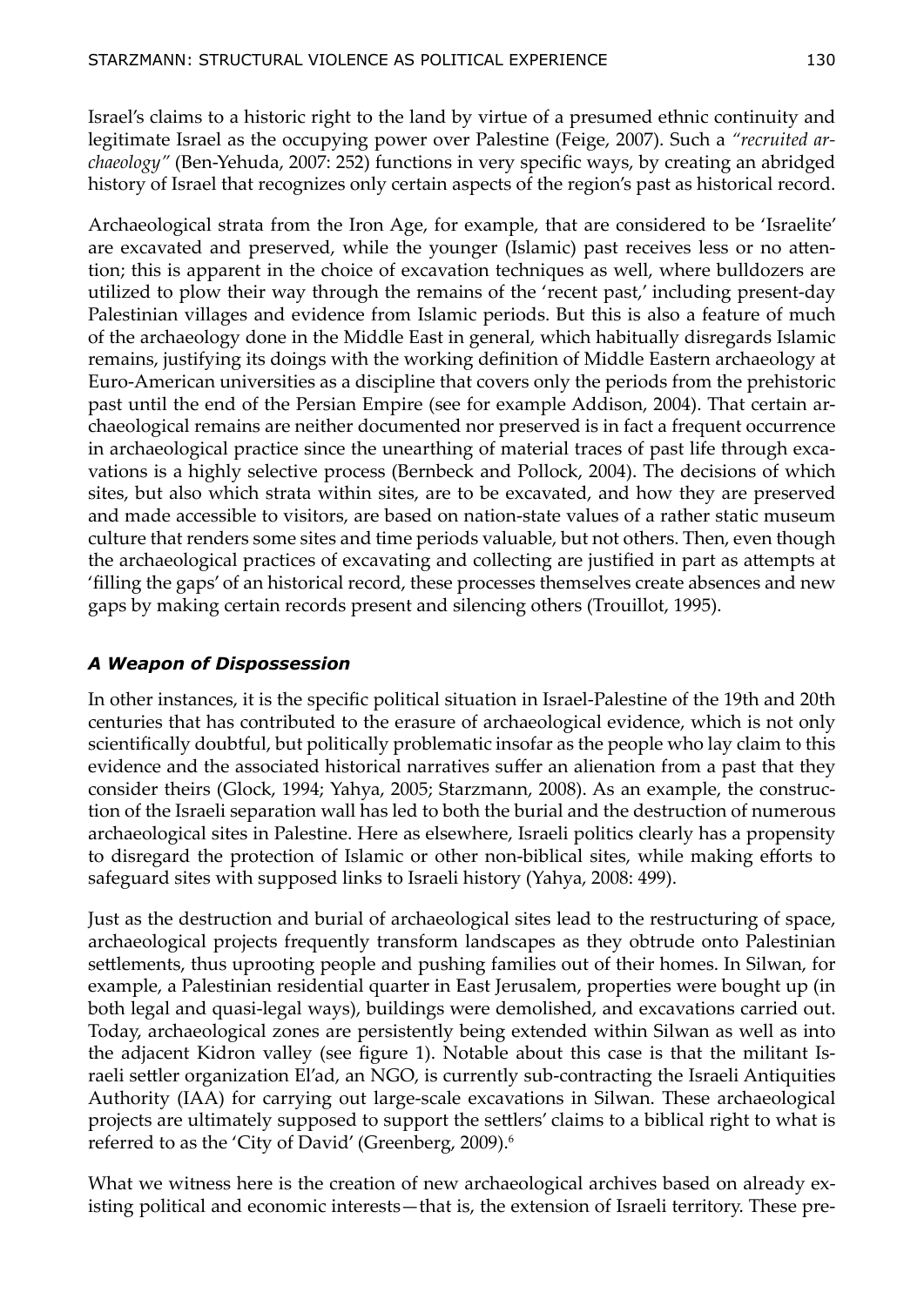Israel's claims to a historic right to the land by virtue of a presumed ethnic continuity and legitimate Israel as the occupying power over Palestine (Feige, 2007). Such a *"recruited archaeology"* (Ben-Yehuda, 2007: 252) functions in very specific ways, by creating an abridged history of Israel that recognizes only certain aspects of the region's past as historical record.

Archaeological strata from the Iron Age, for example, that are considered to be 'Israelite' are excavated and preserved, while the younger (Islamic) past receives less or no attention; this is apparent in the choice of excavation techniques as well, where bulldozers are utilized to plow their way through the remains of the 'recent past,' including present-day Palestinian villages and evidence from Islamic periods. But this is also a feature of much of the archaeology done in the Middle East in general, which habitually disregards Islamic remains, justifying its doings with the working definition of Middle Eastern archaeology at Euro-American universities as a discipline that covers only the periods from the prehistoric past until the end of the Persian Empire (see for example Addison, 2004). That certain archaeological remains are neither documented nor preserved is in fact a frequent occurrence in archaeological practice since the unearthing of material traces of past life through excavations is a highly selective process (Bernbeck and Pollock, 2004). The decisions of which sites, but also which strata within sites, are to be excavated, and how they are preserved and made accessible to visitors, are based on nation-state values of a rather static museum culture that renders some sites and time periods valuable, but not others. Then, even though the archaeological practices of excavating and collecting are justified in part as attempts at 'filling the gaps' of an historical record, these processes themselves create absences and new gaps by making certain records present and silencing others (Trouillot, 1995).

### *A Weapon of Dispossession*

In other instances, it is the specific political situation in Israel-Palestine of the 19th and 20th centuries that has contributed to the erasure of archaeological evidence, which is not only scientifically doubtful, but politically problematic insofar as the people who lay claim to this evidence and the associated historical narratives suffer an alienation from a past that they consider theirs (Glock, 1994; Yahya, 2005; Starzmann, 2008). As an example, the construction of the Israeli separation wall has led to both the burial and the destruction of numerous archaeological sites in Palestine. Here as elsewhere, Israeli politics clearly has a propensity to disregard the protection of Islamic or other non-biblical sites, while making efforts to safeguard sites with supposed links to Israeli history (Yahya, 2008: 499).

Just as the destruction and burial of archaeological sites lead to the restructuring of space, archaeological projects frequently transform landscapes as they obtrude onto Palestinian settlements, thus uprooting people and pushing families out of their homes. In Silwan, for example, a Palestinian residential quarter in East Jerusalem, properties were bought up (in both legal and quasi-legal ways), buildings were demolished, and excavations carried out. Today, archaeological zones are persistently being extended within Silwan as well as into the adjacent Kidron valley (see figure 1). Notable about this case is that the militant Israeli settler organization El'ad, an NGO, is currently sub-contracting the Israeli Antiquities Authority (IAA) for carrying out large-scale excavations in Silwan. These archaeological projects are ultimately supposed to support the settlers' claims to a biblical right to what is referred to as the 'City of David' (Greenberg, 2009).[6]

What we witness here is the creation of new archaeological archives based on already existing political and economic interests—that is, the extension of Israeli territory. These pre-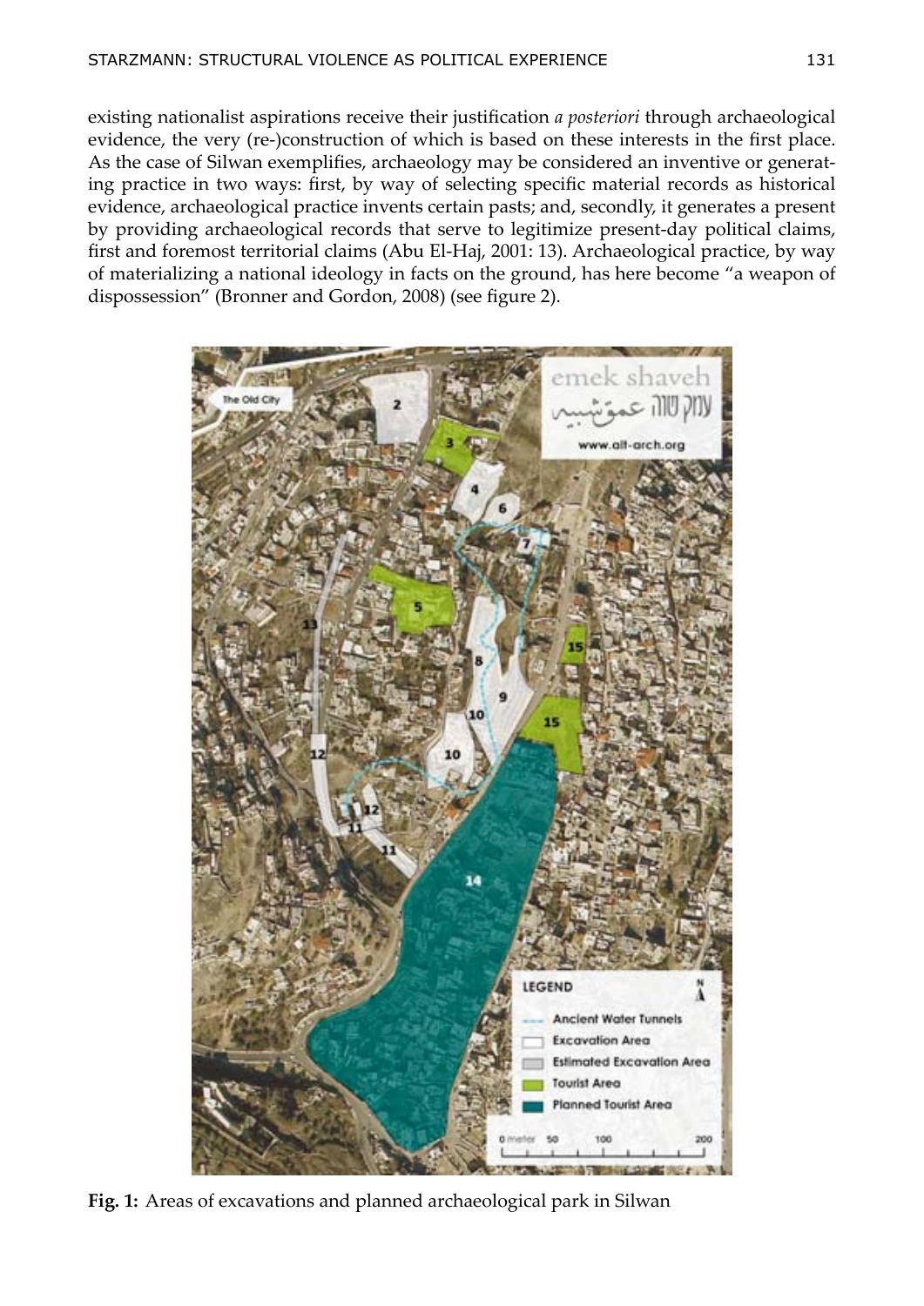existing nationalist aspirations receive their justification *a posteriori* through archaeological evidence, the very (re-)construction of which is based on these interests in the first place. As the case of Silwan exemplifies, archaeology may be considered an inventive or generating practice in two ways: first, by way of selecting specific material records as historical evidence, archaeological practice invents certain pasts; and, secondly, it generates a present by providing archaeological records that serve to legitimize present-day political claims, first and foremost territorial claims (Abu El-Haj, 2001: 13). Archaeological practice, by way of materializing a national ideology in facts on the ground, has here become "a weapon of dispossession" (Bronner and Gordon, 2008) (see figure 2).

**Fig. 1:** Areas of excavations and planned archaeological park in Silwan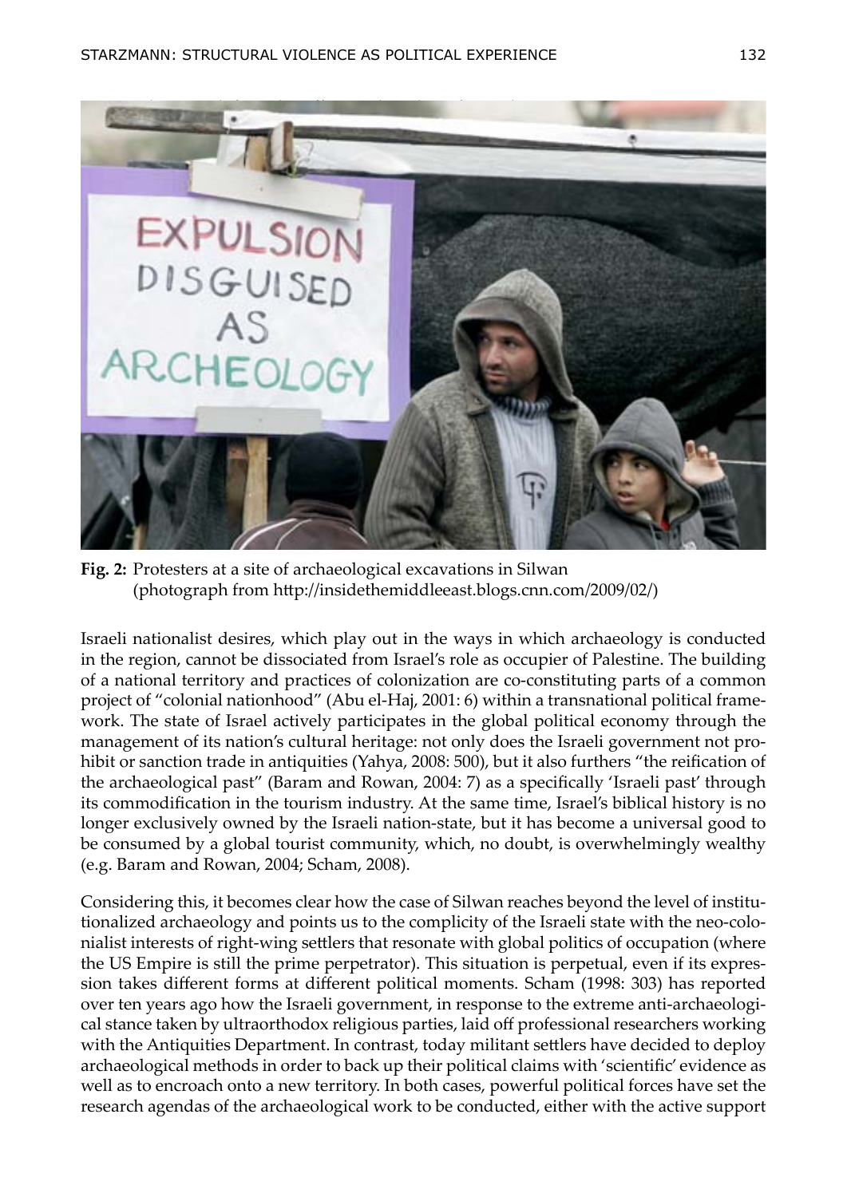**Fig. 2:** Protesters at a site of archaeological excavations in Silwan (photograph from http://insidethemiddleeast.blogs.cnn.com/2009/02/)

Israeli nationalist desires, which play out in the ways in which archaeology is conducted in the region, cannot be dissociated from Israel's role as occupier of Palestine. The building of a national territory and practices of colonization are co-constituting parts of a common project of "colonial nationhood" (Abu el-Haj, 2001: 6) within a transnational political framework. The state of Israel actively participates in the global political economy through the management of its nation's cultural heritage: not only does the Israeli government not prohibit or sanction trade in antiquities (Yahya, 2008: 500), but it also furthers "the reification of the archaeological past" (Baram and Rowan, 2004: 7) as a specifically 'Israeli past' through its commodification in the tourism industry. At the same time, Israel's biblical history is no longer exclusively owned by the Israeli nation-state, but it has become a universal good to be consumed by a global tourist community, which, no doubt, is overwhelmingly wealthy (e.g. Baram and Rowan, 2004; Scham, 2008).

Considering this, it becomes clear how the case of Silwan reaches beyond the level of institutionalized archaeology and points us to the complicity of the Israeli state with the neo-colonialist interests of right-wing settlers that resonate with global politics of occupation (where the US Empire is still the prime perpetrator). This situation is perpetual, even if its expression takes different forms at different political moments. Scham (1998: 303) has reported over ten years ago how the Israeli government, in response to the extreme anti-archaeological stance taken by ultraorthodox religious parties, laid off professional researchers working with the Antiquities Department. In contrast, today militant settlers have decided to deploy archaeological methods in order to back up their political claims with 'scientific' evidence as well as to encroach onto a new territory. In both cases, powerful political forces have set the research agendas of the archaeological work to be conducted, either with the active support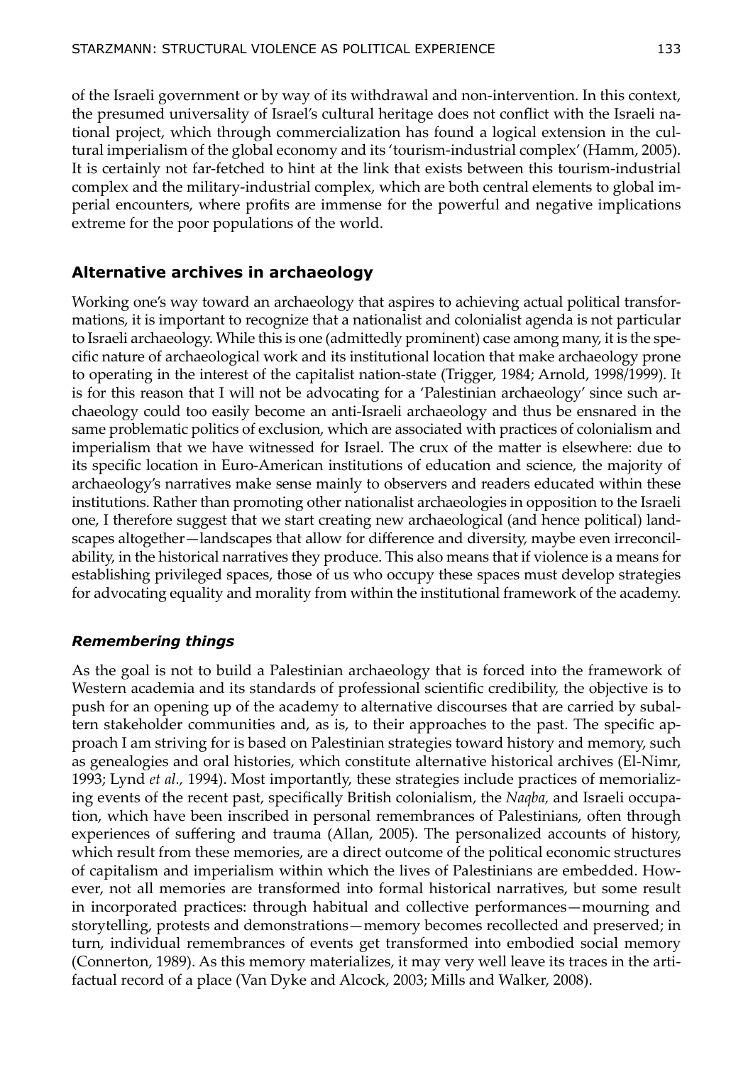of the Israeli government or by way of its withdrawal and non-intervention. In this context, the presumed universality of Israel's cultural heritage does not conflict with the Israeli national project, which through commercialization has found a logical extension in the cultural imperialism of the global economy and its 'tourism-industrial complex' (Hamm, 2005). It is certainly not far-fetched to hint at the link that exists between this tourism-industrial complex and the military-industrial complex, which are both central elements to global imperial encounters, where profits are immense for the powerful and negative implications extreme for the poor populations of the world.

## Alternative archives in archaeology

Working one's way toward an archaeology that aspires to achieving actual political transformations, it is important to recognize that a nationalist and colonialist agenda is not particular to Israeli archaeology. While this is one (admittedly prominent) case among many, it is the specific nature of archaeological work and its institutional location that make archaeology prone to operating in the interest of the capitalist nation-state (Trigger, 1984; Arnold, 1998/1999). It is for this reason that I will not be advocating for a 'Palestinian archaeology' since such archaeology could too easily become an anti-Israeli archaeology and thus be ensnared in the same problematic politics of exclusion, which are associated with practices of colonialism and imperialism that we have witnessed for Israel. The crux of the matter is elsewhere: due to its specific location in Euro-American institutions of education and science, the majority of archaeology's narratives make sense mainly to observers and readers educated within these institutions. Rather than promoting other nationalist archaeologies in opposition to the Israeli one, I therefore suggest that we start creating new archaeological (and hence political) landscapes altogether—landscapes that allow for difference and diversity, maybe even irreconcilability, in the historical narratives they produce. This also means that if violence is a means for establishing privileged spaces, those of us who occupy these spaces must develop strategies for advocating equality and morality from within the institutional framework of the academy.

### *Remembering things*

As the goal is not to build a Palestinian archaeology that is forced into the framework of Western academia and its standards of professional scientific credibility, the objective is to push for an opening up of the academy to alternative discourses that are carried by subaltern stakeholder communities and, as is, to their approaches to the past. The specific approach I am striving for is based on Palestinian strategies toward history and memory, such as genealogies and oral histories, which constitute alternative historical archives (El-Nimr, 1993; Lynd *et al.,* 1994). Most importantly, these strategies include practices of memorializing events of the recent past, specifically British colonialism, the *Naqba,* and Israeli occupation, which have been inscribed in personal remembrances of Palestinians, often through experiences of suffering and trauma (Allan, 2005). The personalized accounts of history, which result from these memories, are a direct outcome of the political economic structures of capitalism and imperialism within which the lives of Palestinians are embedded. However, not all memories are transformed into formal historical narratives, but some result in incorporated practices: through habitual and collective performances—mourning and storytelling, protests and demonstrations—memory becomes recollected and preserved; in turn, individual remembrances of events get transformed into embodied social memory (Connerton, 1989). As this memory materializes, it may very well leave its traces in the artifactual record of a place (Van Dyke and Alcock, 2003; Mills and Walker, 2008).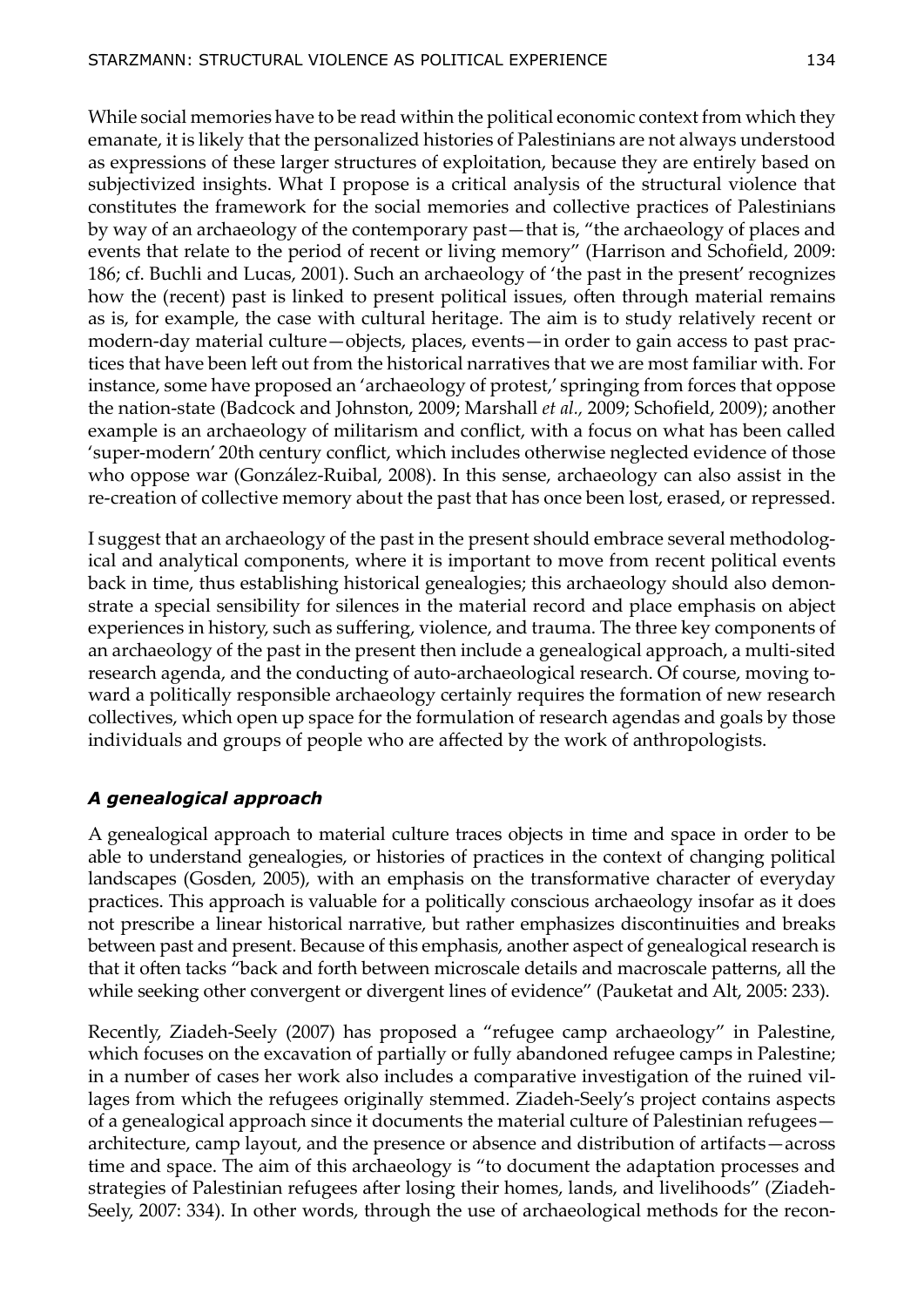While social memories have to be read within the political economic context from which they emanate, it is likely that the personalized histories of Palestinians are not always understood as expressions of these larger structures of exploitation, because they are entirely based on subjectivized insights. What I propose is a critical analysis of the structural violence that constitutes the framework for the social memories and collective practices of Palestinians by way of an archaeology of the contemporary past—that is, "the archaeology of places and events that relate to the period of recent or living memory" (Harrison and Schofield, 2009: 186; cf. Buchli and Lucas, 2001). Such an archaeology of 'the past in the present' recognizes how the (recent) past is linked to present political issues, often through material remains as is, for example, the case with cultural heritage. The aim is to study relatively recent or modern-day material culture—objects, places, events—in order to gain access to past practices that have been left out from the historical narratives that we are most familiar with. For instance, some have proposed an 'archaeology of protest,' springing from forces that oppose the nation-state (Badcock and Johnston, 2009; Marshall *et al.,* 2009; Schofield, 2009); another example is an archaeology of militarism and conflict, with a focus on what has been called 'super-modern' 20th century conflict, which includes otherwise neglected evidence of those who oppose war (González-Ruibal, 2008). In this sense, archaeology can also assist in the re-creation of collective memory about the past that has once been lost, erased, or repressed.

I suggest that an archaeology of the past in the present should embrace several methodological and analytical components, where it is important to move from recent political events back in time, thus establishing historical genealogies; this archaeology should also demonstrate a special sensibility for silences in the material record and place emphasis on abject experiences in history, such as suffering, violence, and trauma. The three key components of an archaeology of the past in the present then include a genealogical approach, a multi-sited research agenda, and the conducting of auto-archaeological research. Of course, moving toward a politically responsible archaeology certainly requires the formation of new research collectives, which open up space for the formulation of research agendas and goals by those individuals and groups of people who are affected by the work of anthropologists.

### *A genealogical approach*

A genealogical approach to material culture traces objects in time and space in order to be able to understand genealogies, or histories of practices in the context of changing political landscapes (Gosden, 2005), with an emphasis on the transformative character of everyday practices. This approach is valuable for a politically conscious archaeology insofar as it does not prescribe a linear historical narrative, but rather emphasizes discontinuities and breaks between past and present. Because of this emphasis, another aspect of genealogical research is that it often tacks "back and forth between microscale details and macroscale patterns, all the while seeking other convergent or divergent lines of evidence" (Pauketat and Alt, 2005: 233).

Recently, Ziadeh-Seely (2007) has proposed a "refugee camp archaeology" in Palestine, which focuses on the excavation of partially or fully abandoned refugee camps in Palestine; in a number of cases her work also includes a comparative investigation of the ruined villages from which the refugees originally stemmed. Ziadeh-Seely's project contains aspects of a genealogical approach since it documents the material culture of Palestinian refugees—architecture, camp layout, and the presence or absence and distribution of artifacts—across time and space. The aim of this archaeology is "to document the adaptation processes and strategies of Palestinian refugees after losing their homes, lands, and livelihoods" (Ziadeh-Seely, 2007: 334). In other words, through the use of archaeological methods for the recon-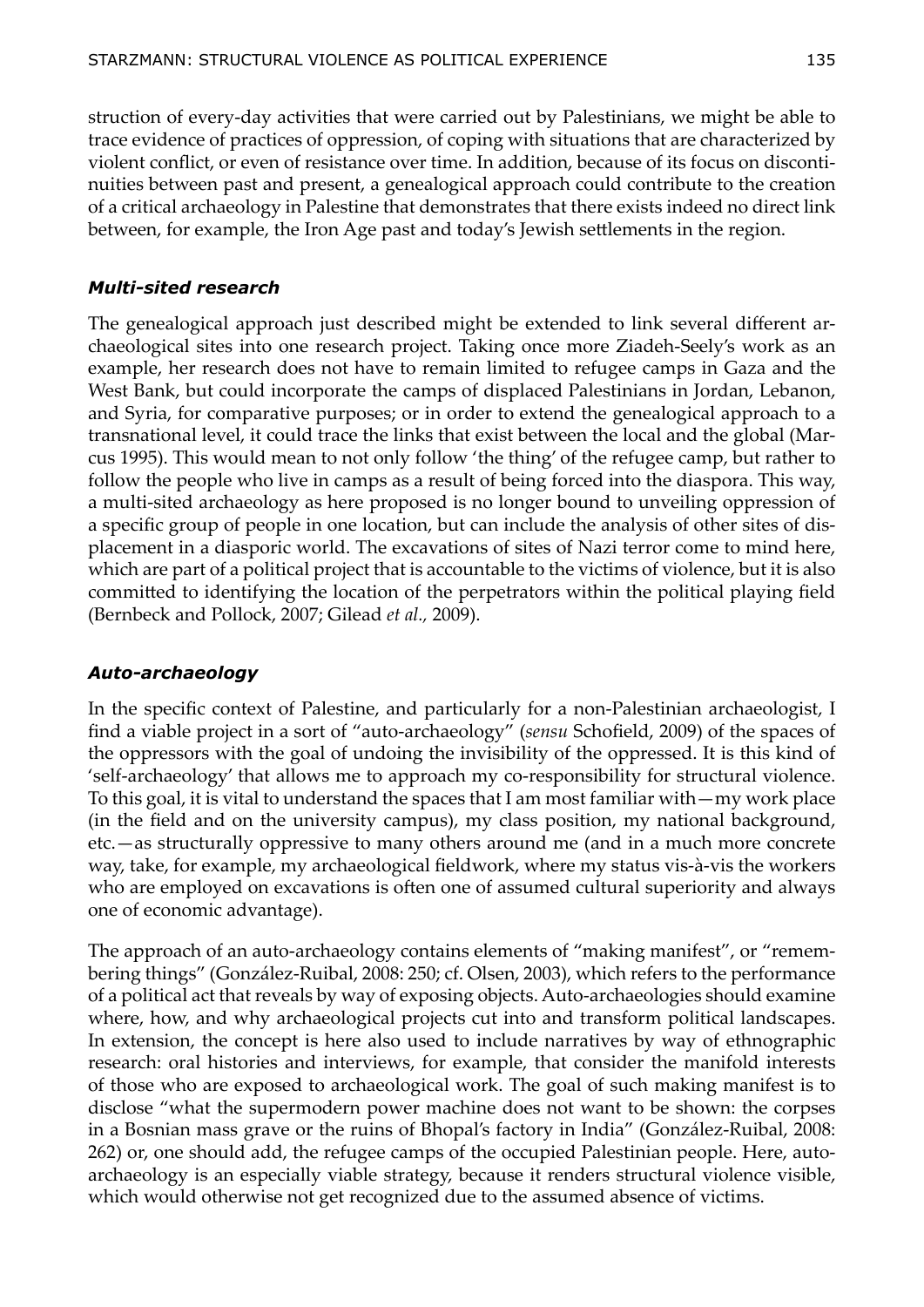struction of every-day activities that were carried out by Palestinians, we might be able to trace evidence of practices of oppression, of coping with situations that are characterized by violent conflict, or even of resistance over time. In addition, because of its focus on discontinuities between past and present, a genealogical approach could contribute to the creation of a critical archaeology in Palestine that demonstrates that there exists indeed no direct link between, for example, the Iron Age past and today's Jewish settlements in the region.

### *Multi-sited research*

The genealogical approach just described might be extended to link several different archaeological sites into one research project. Taking once more Ziadeh-Seely's work as an example, her research does not have to remain limited to refugee camps in Gaza and the West Bank, but could incorporate the camps of displaced Palestinians in Jordan, Lebanon, and Syria, for comparative purposes; or in order to extend the genealogical approach to a transnational level, it could trace the links that exist between the local and the global (Marcus 1995). This would mean to not only follow 'the thing' of the refugee camp, but rather to follow the people who live in camps as a result of being forced into the diaspora. This way, a multi-sited archaeology as here proposed is no longer bound to unveiling oppression of a specific group of people in one location, but can include the analysis of other sites of displacement in a diasporic world. The excavations of sites of Nazi terror come to mind here, which are part of a political project that is accountable to the victims of violence, but it is also committed to identifying the location of the perpetrators within the political playing field (Bernbeck and Pollock, 2007; Gilead *et al.,* 2009).

### *Auto-archaeology*

In the specific context of Palestine, and particularly for a non-Palestinian archaeologist, I find a viable project in a sort of "auto-archaeology" (*sensu* Schofield, 2009) of the spaces of the oppressors with the goal of undoing the invisibility of the oppressed. It is this kind of 'self-archaeology' that allows me to approach my co-responsibility for structural violence. To this goal, it is vital to understand the spaces that I am most familiar with—my work place (in the field and on the university campus), my class position, my national background, etc.—as structurally oppressive to many others around me (and in a much more concrete way, take, for example, my archaeological fieldwork, where my status vis-à-vis the workers who are employed on excavations is often one of assumed cultural superiority and always one of economic advantage).

The approach of an auto-archaeology contains elements of "making manifest", or "remembering things" (González-Ruibal, 2008: 250; cf. Olsen, 2003), which refers to the performance of a political act that reveals by way of exposing objects. Auto-archaeologies should examine where, how, and why archaeological projects cut into and transform political landscapes. In extension, the concept is here also used to include narratives by way of ethnographic research: oral histories and interviews, for example, that consider the manifold interests of those who are exposed to archaeological work. The goal of such making manifest is to disclose "what the supermodern power machine does not want to be shown: the corpses in a Bosnian mass grave or the ruins of Bhopal's factory in India" (González-Ruibal, 2008: 262) or, one should add, the refugee camps of the occupied Palestinian people. Here, auto-archaeology is an especially viable strategy, because it renders structural violence visible, which would otherwise not get recognized due to the assumed absence of victims.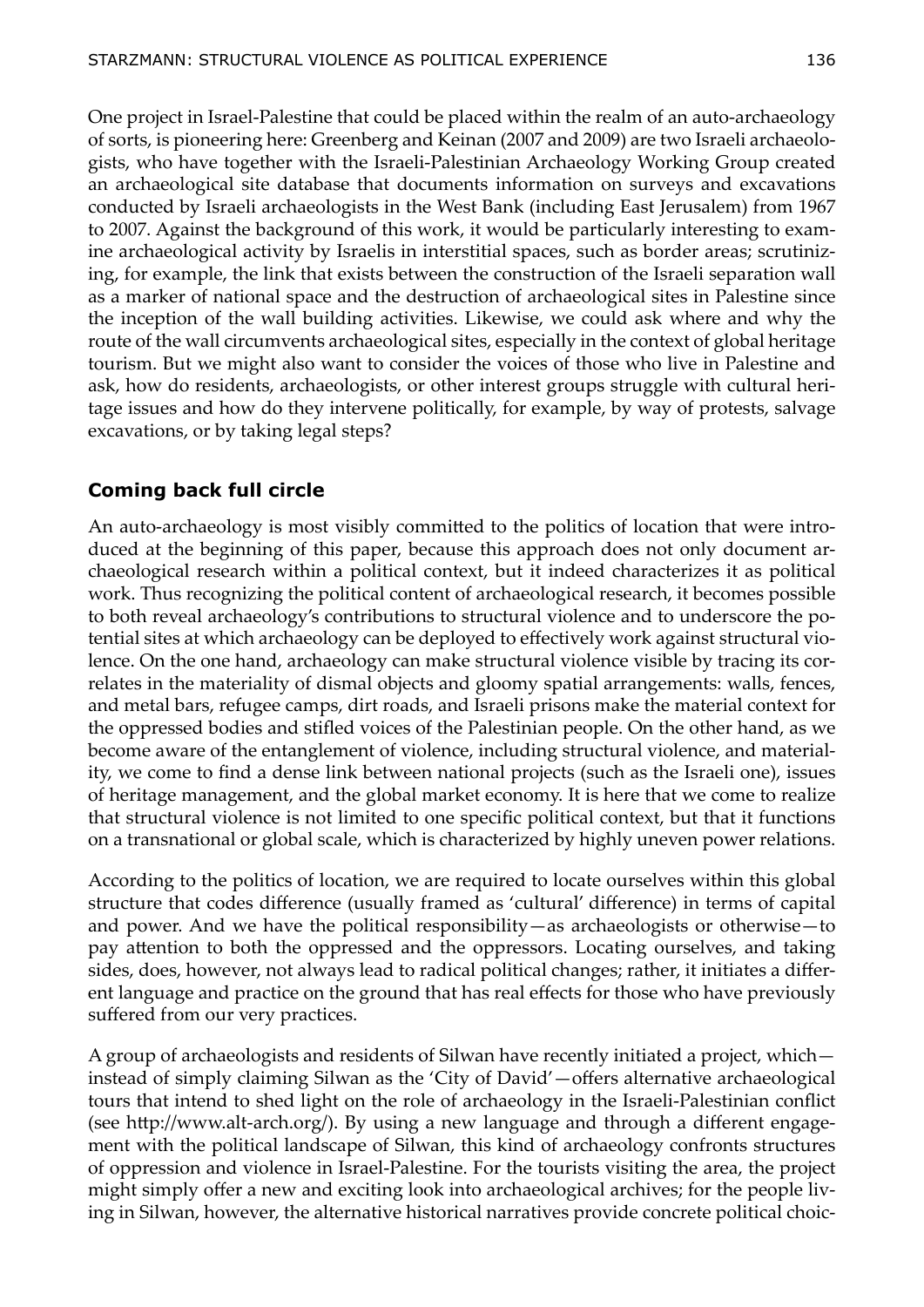One project in Israel-Palestine that could be placed within the realm of an auto-archaeology of sorts, is pioneering here: Greenberg and Keinan (2007 and 2009) are two Israeli archaeologists, who have together with the Israeli-Palestinian Archaeology Working Group created an archaeological site database that documents information on surveys and excavations conducted by Israeli archaeologists in the West Bank (including East Jerusalem) from 1967 to 2007. Against the background of this work, it would be particularly interesting to examine archaeological activity by Israelis in interstitial spaces, such as border areas; scrutinizing, for example, the link that exists between the construction of the Israeli separation wall as a marker of national space and the destruction of archaeological sites in Palestine since the inception of the wall building activities. Likewise, we could ask where and why the route of the wall circumvents archaeological sites, especially in the context of global heritage tourism. But we might also want to consider the voices of those who live in Palestine and ask, how do residents, archaeologists, or other interest groups struggle with cultural heritage issues and how do they intervene politically, for example, by way of protests, salvage excavations, or by taking legal steps?

## Coming back full circle

An auto-archaeology is most visibly committed to the politics of location that were introduced at the beginning of this paper, because this approach does not only document archaeological research within a political context, but it indeed characterizes it as political work. Thus recognizing the political content of archaeological research, it becomes possible to both reveal archaeology's contributions to structural violence and to underscore the potential sites at which archaeology can be deployed to effectively work against structural violence. On the one hand, archaeology can make structural violence visible by tracing its correlates in the materiality of dismal objects and gloomy spatial arrangements: walls, fences, and metal bars, refugee camps, dirt roads, and Israeli prisons make the material context for the oppressed bodies and stifled voices of the Palestinian people. On the other hand, as we become aware of the entanglement of violence, including structural violence, and materiality, we come to find a dense link between national projects (such as the Israeli one), issues of heritage management, and the global market economy. It is here that we come to realize that structural violence is not limited to one specific political context, but that it functions on a transnational or global scale, which is characterized by highly uneven power relations.

According to the politics of location, we are required to locate ourselves within this global structure that codes difference (usually framed as 'cultural' difference) in terms of capital and power. And we have the political responsibility—as archaeologists or otherwise—to pay attention to both the oppressed and the oppressors. Locating ourselves, and taking sides, does, however, not always lead to radical political changes; rather, it initiates a different language and practice on the ground that has real effects for those who have previously suffered from our very practices.

A group of archaeologists and residents of Silwan have recently initiated a project, which—instead of simply claiming Silwan as the 'City of David'—offers alternative archaeological tours that intend to shed light on the role of archaeology in the Israeli-Palestinian conflict (see http://www.alt-arch.org/). By using a new language and through a different engagement with the political landscape of Silwan, this kind of archaeology confronts structures of oppression and violence in Israel-Palestine. For the tourists visiting the area, the project might simply offer a new and exciting look into archaeological archives; for the people living in Silwan, however, the alternative historical narratives provide concrete political choic-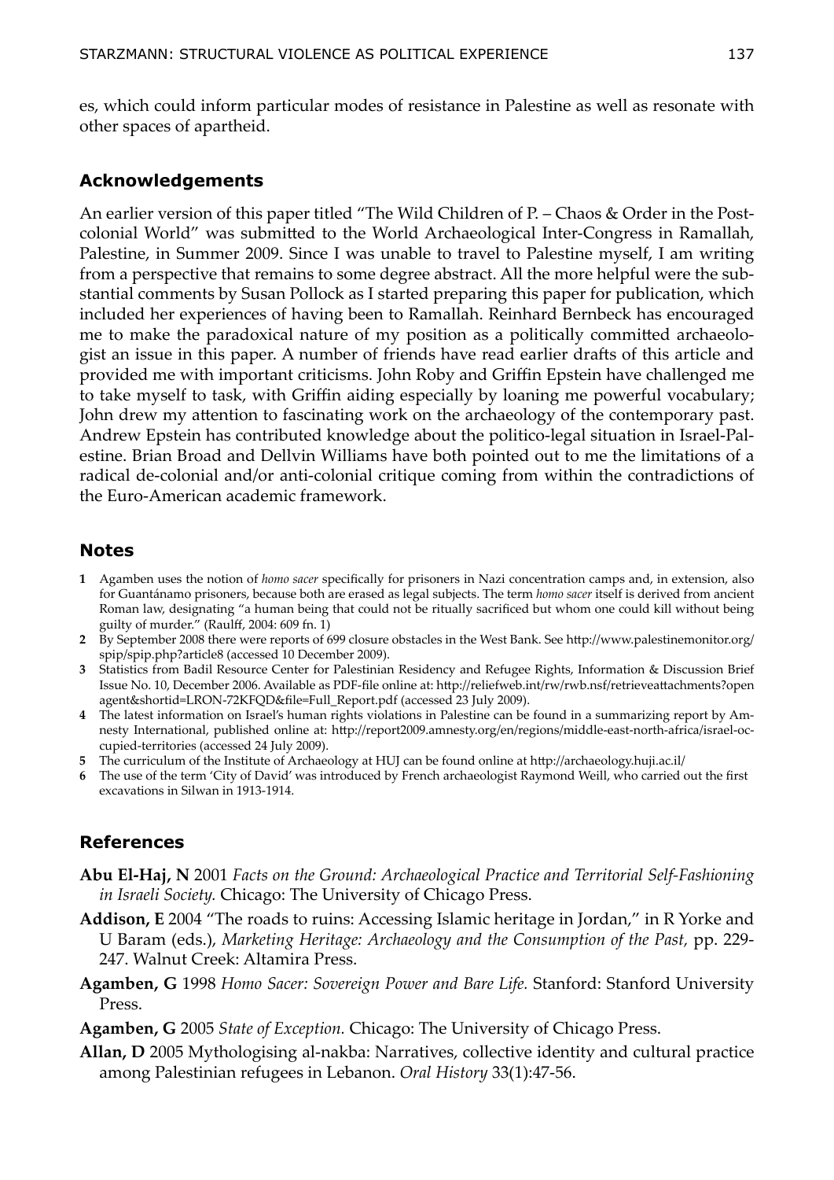es, which could inform particular modes of resistance in Palestine as well as resonate with other spaces of apartheid.

## Acknowledgements

An earlier version of this paper titled "The Wild Children of P. – Chaos & Order in the Postcolonial World" was submitted to the World Archaeological Inter-Congress in Ramallah, Palestine, in Summer 2009. Since I was unable to travel to Palestine myself, I am writing from a perspective that remains to some degree abstract. All the more helpful were the substantial comments by Susan Pollock as I started preparing this paper for publication, which included her experiences of having been to Ramallah. Reinhard Bernbeck has encouraged me to make the paradoxical nature of my position as a politically committed archaeologist an issue in this paper. A number of friends have read earlier drafts of this article and provided me with important criticisms. John Roby and Griffin Epstein have challenged me to take myself to task, with Griffin aiding especially by loaning me powerful vocabulary; John drew my attention to fascinating work on the archaeology of the contemporary past. Andrew Epstein has contributed knowledge about the politico-legal situation in Israel-Palestine. Brian Broad and Dellvin Williams have both pointed out to me the limitations of a radical de-colonial and/or anti-colonial critique coming from within the contradictions of the Euro-American academic framework.

## Notes

1. Agamben uses the notion of *homo sacer* specifically for prisoners in Nazi concentration camps and, in extension, also for Guantánamo prisoners, because both are erased as legal subjects. The term *homo sacer* itself is derived from ancient Roman law, designating "a human being that could not be ritually sacrificed but whom one could kill without being guilty of murder." (Raulff, 2004: 609 fn. 1)
2. By September 2008 there were reports of 699 closure obstacles in the West Bank. See http://www.palestinemonitor.org/spip/spip.php?article8 (accessed 10 December 2009).
3. Statistics from Badil Resource Center for Palestinian Residency and Refugee Rights, Information & Discussion Brief Issue No. 10, December 2006. Available as PDF-file online at: http://reliefweb.int/rw/rwb.nsf/retrieveattachments?openagent&shortid=LRON-72KFQD&file=Full_Report.pdf (accessed 23 July 2009).
4. The latest information on Israel's human rights violations in Palestine can be found in a summarizing report by Amnesty International, published online at: http://report2009.amnesty.org/en/regions/middle-east-north-africa/israel-occupied-territories (accessed 24 July 2009).
5. The curriculum of the Institute of Archaeology at HUJ can be found online at http://archaeology.huji.ac.il/
6. The use of the term 'City of David' was introduced by French archaeologist Raymond Weill, who carried out the first excavations in Silwan in 1913-1914.

## References

**Abu El-Haj, N** 2001 *Facts on the Ground: Archaeological Practice and Territorial Self-Fashioning in Israeli Society.* Chicago: The University of Chicago Press.

**Addison, E** 2004 "The roads to ruins: Accessing Islamic heritage in Jordan," in R Yorke and U Baram (eds.), *Marketing Heritage: Archaeology and the Consumption of the Past,* pp. 229-247. Walnut Creek: Altamira Press.

**Agamben, G** 1998 *Homo Sacer: Sovereign Power and Bare Life.* Stanford: Stanford University Press.

**Agamben, G** 2005 *State of Exception.* Chicago: The University of Chicago Press.

**Allan, D** 2005 Mythologising al-nakba: Narratives, collective identity and cultural practice among Palestinian refugees in Lebanon. *Oral History* 33(1):47-56.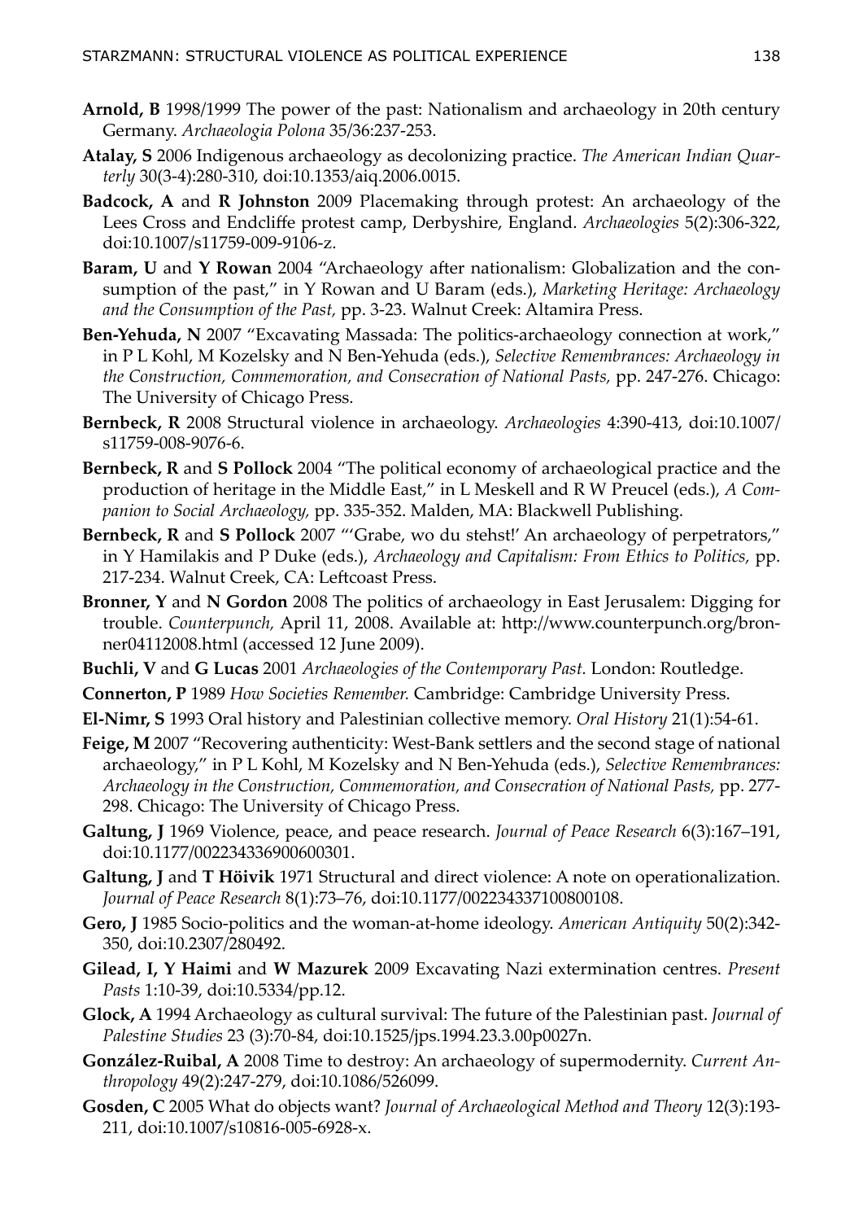**Arnold, B** 1998/1999 The power of the past: Nationalism and archaeology in 20th century Germany. *Archaeologia Polona* 35/36:237-253.

**Atalay, S** 2006 Indigenous archaeology as decolonizing practice. *The American Indian Quarterly* 30(3-4):280-310, doi:10.1353/aiq.2006.0015.

**Badcock, A** and **R Johnston** 2009 Placemaking through protest: An archaeology of the Lees Cross and Endcliffe protest camp, Derbyshire, England. *Archaeologies* 5(2):306-322, doi:10.1007/s11759-009-9106-z.

**Baram, U** and **Y Rowan** 2004 "Archaeology after nationalism: Globalization and the consumption of the past," in Y Rowan and U Baram (eds.), *Marketing Heritage: Archaeology and the Consumption of the Past,* pp. 3-23. Walnut Creek: Altamira Press.

**Ben-Yehuda, N** 2007 "Excavating Massada: The politics-archaeology connection at work," in P L Kohl, M Kozelsky and N Ben-Yehuda (eds.), *Selective Remembrances: Archaeology in the Construction, Commemoration, and Consecration of National Pasts,* pp. 247-276. Chicago: The University of Chicago Press.

**Bernbeck, R** 2008 Structural violence in archaeology. *Archaeologies* 4:390-413, doi:10.1007/s11759-008-9076-6.

**Bernbeck, R** and **S Pollock** 2004 "The political economy of archaeological practice and the production of heritage in the Middle East," in L Meskell and R W Preucel (eds.), *A Companion to Social Archaeology,* pp. 335-352. Malden, MA: Blackwell Publishing.

**Bernbeck, R** and **S Pollock** 2007 "'Grabe, wo du stehst!' An archaeology of perpetrators," in Y Hamilakis and P Duke (eds.), *Archaeology and Capitalism: From Ethics to Politics,* pp. 217-234. Walnut Creek, CA: Leftcoast Press.

**Bronner, Y** and **N Gordon** 2008 The politics of archaeology in East Jerusalem: Digging for trouble. *Counterpunch,* April 11, 2008. Available at: http://www.counterpunch.org/bronner04112008.html (accessed 12 June 2009).

**Buchli, V** and **G Lucas** 2001 *Archaeologies of the Contemporary Past.* London: Routledge.

**Connerton, P** 1989 *How Societies Remember.* Cambridge: Cambridge University Press.

**El-Nimr, S** 1993 Oral history and Palestinian collective memory. *Oral History* 21(1):54-61.

**Feige, M** 2007 "Recovering authenticity: West-Bank settlers and the second stage of national archaeology," in P L Kohl, M Kozelsky and N Ben-Yehuda (eds.), *Selective Remembrances: Archaeology in the Construction, Commemoration, and Consecration of National Pasts,* pp. 277-298. Chicago: The University of Chicago Press.

**Galtung, J** 1969 Violence, peace, and peace research. *Journal of Peace Research* 6(3):167–191, doi:10.1177/002234336900600301.

**Galtung, J** and **T Höivik** 1971 Structural and direct violence: A note on operationalization. *Journal of Peace Research* 8(1):73–76, doi:10.1177/002234337100800108.

**Gero, J** 1985 Socio-politics and the woman-at-home ideology. *American Antiquity* 50(2):342-350, doi:10.2307/280492.

**Gilead, I, Y Haimi** and **W Mazurek** 2009 Excavating Nazi extermination centres. *Present Pasts* 1:10-39, doi:10.5334/pp.12.

**Glock, A** 1994 Archaeology as cultural survival: The future of the Palestinian past. *Journal of Palestine Studies* 23 (3):70-84, doi:10.1525/jps.1994.23.3.00p0027n.

**González-Ruibal, A** 2008 Time to destroy: An archaeology of supermodernity. *Current Anthropology* 49(2):247-279, doi:10.1086/526099.

**Gosden, C** 2005 What do objects want? *Journal of Archaeological Method and Theory* 12(3):193-211, doi:10.1007/s10816-005-6928-x.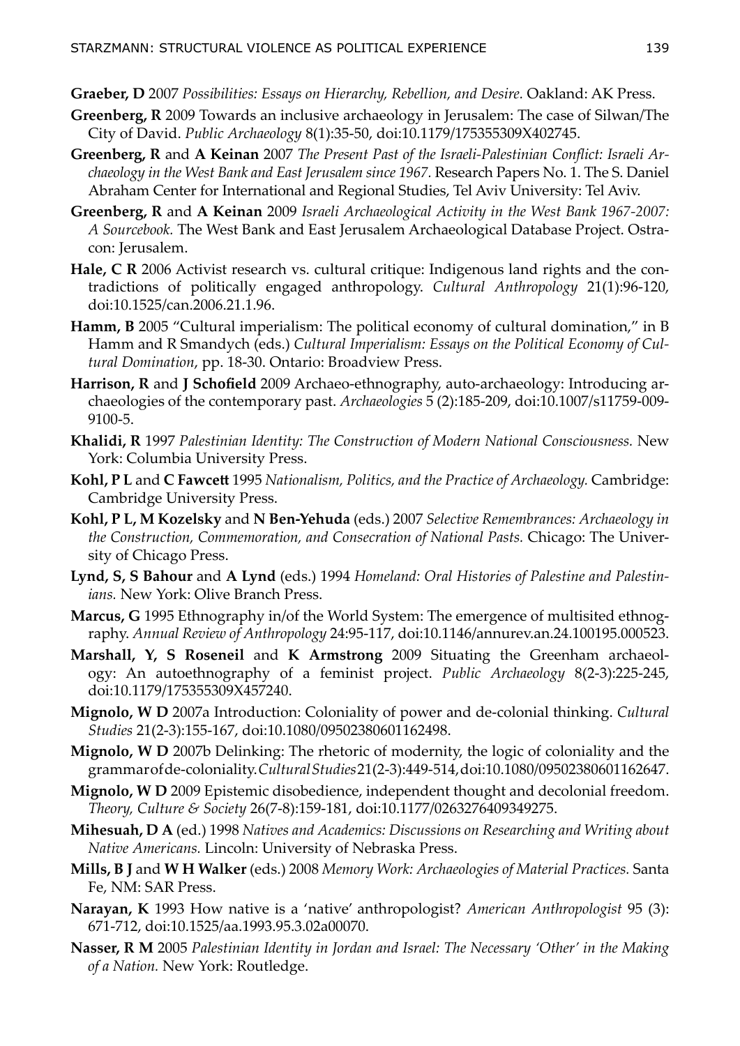**Graeber, D** 2007 *Possibilities: Essays on Hierarchy, Rebellion, and Desire.* Oakland: AK Press.

**Greenberg, R** 2009 Towards an inclusive archaeology in Jerusalem: The case of Silwan/The City of David. *Public Archaeology* 8(1):35-50, doi:10.1179/175355309X402745.

**Greenberg, R** and **A Keinan** 2007 *The Present Past of the Israeli-Palestinian Conflict: Israeli Archaeology in the West Bank and East Jerusalem since 1967.* Research Papers No. 1. The S. Daniel Abraham Center for International and Regional Studies, Tel Aviv University: Tel Aviv.

**Greenberg, R** and **A Keinan** 2009 *Israeli Archaeological Activity in the West Bank 1967-2007: A Sourcebook.* The West Bank and East Jerusalem Archaeological Database Project. Ostracon: Jerusalem.

**Hale, C R** 2006 Activist research vs. cultural critique: Indigenous land rights and the contradictions of politically engaged anthropology. *Cultural Anthropology* 21(1):96-120, doi:10.1525/can.2006.21.1.96.

**Hamm, B** 2005 "Cultural imperialism: The political economy of cultural domination," in B Hamm and R Smandych (eds.) *Cultural Imperialism: Essays on the Political Economy of Cultural Domination*, pp. 18-30. Ontario: Broadview Press.

**Harrison, R** and **J Schofield** 2009 Archaeo-ethnography, auto-archaeology: Introducing archaeologies of the contemporary past. *Archaeologies* 5 (2):185-209, doi:10.1007/s11759-009-9100-5.

**Khalidi, R** 1997 *Palestinian Identity: The Construction of Modern National Consciousness.* New York: Columbia University Press.

**Kohl, P L** and **C Fawcett** 1995 *Nationalism, Politics, and the Practice of Archaeology.* Cambridge: Cambridge University Press.

**Kohl, P L, M Kozelsky** and **N Ben-Yehuda** (eds.) 2007 *Selective Remembrances: Archaeology in the Construction, Commemoration, and Consecration of National Pasts.* Chicago: The University of Chicago Press.

**Lynd, S, S Bahour** and **A Lynd** (eds.) 1994 *Homeland: Oral Histories of Palestine and Palestinians.* New York: Olive Branch Press.

**Marcus, G** 1995 Ethnography in/of the World System: The emergence of multisited ethnography. *Annual Review of Anthropology* 24:95-117, doi:10.1146/annurev.an.24.100195.000523.

**Marshall, Y, S Roseneil** and **K Armstrong** 2009 Situating the Greenham archaeology: An autoethnography of a feminist project. *Public Archaeology* 8(2-3):225-245, doi:10.1179/175355309X457240.

**Mignolo, W D** 2007a Introduction: Coloniality of power and de-colonial thinking. *Cultural Studies* 21(2-3):155-167, doi:10.1080/09502380601162498.

**Mignolo, W D** 2007b Delinking: The rhetoric of modernity, the logic of coloniality and the grammar of de-coloniality. *Cultural Studies* 21(2-3):449-514, doi:10.1080/09502380601162647.

**Mignolo, W D** 2009 Epistemic disobedience, independent thought and decolonial freedom. *Theory, Culture & Society* 26(7-8):159-181, doi:10.1177/0263276409349275.

**Mihesuah, D A** (ed.) 1998 *Natives and Academics: Discussions on Researching and Writing about Native Americans.* Lincoln: University of Nebraska Press.

**Mills, B J** and **W H Walker** (eds.) 2008 *Memory Work: Archaeologies of Material Practices.* Santa Fe, NM: SAR Press.

**Narayan, K** 1993 How native is a 'native' anthropologist? *American Anthropologist* 95 (3): 671-712, doi:10.1525/aa.1993.95.3.02a00070.

**Nasser, R M** 2005 *Palestinian Identity in Jordan and Israel: The Necessary 'Other' in the Making of a Nation.* New York: Routledge.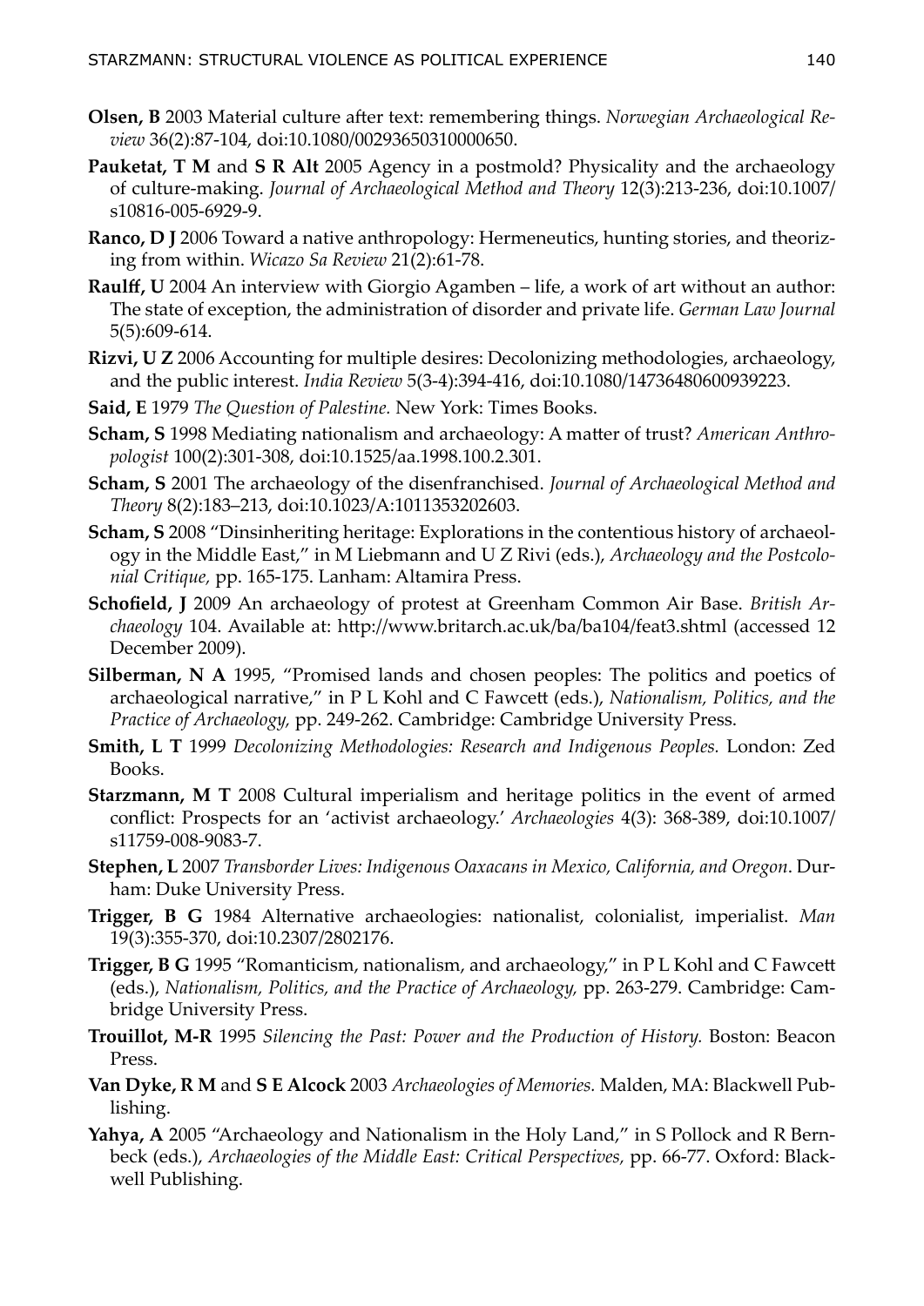**Olsen, B** 2003 Material culture after text: remembering things. *Norwegian Archaeological Review* 36(2):87-104, doi:10.1080/00293650310000650.

**Pauketat, T M** and **S R Alt** 2005 Agency in a postmold? Physicality and the archaeology of culture-making. *Journal of Archaeological Method and Theory* 12(3):213-236, doi:10.1007/s10816-005-6929-9.

**Ranco, D J** 2006 Toward a native anthropology: Hermeneutics, hunting stories, and theorizing from within. *Wicazo Sa Review* 21(2):61-78.

**Raulff, U** 2004 An interview with Giorgio Agamben – life, a work of art without an author: The state of exception, the administration of disorder and private life. *German Law Journal* 5(5):609-614.

**Rizvi, U Z** 2006 Accounting for multiple desires: Decolonizing methodologies, archaeology, and the public interest. *India Review* 5(3-4):394-416, doi:10.1080/14736480600939223.

**Said, E** 1979 *The Question of Palestine.* New York: Times Books.

**Scham, S** 1998 Mediating nationalism and archaeology: A matter of trust? *American Anthropologist* 100(2):301-308, doi:10.1525/aa.1998.100.2.301.

**Scham, S** 2001 The archaeology of the disenfranchised. *Journal of Archaeological Method and Theory* 8(2):183–213, doi:10.1023/A:1011353202603.

**Scham, S** 2008 "Dinsinheriting heritage: Explorations in the contentious history of archaeology in the Middle East," in M Liebmann and U Z Rivi (eds.), *Archaeology and the Postcolonial Critique,* pp. 165-175. Lanham: Altamira Press.

**Schofield, J** 2009 An archaeology of protest at Greenham Common Air Base. *British Archaeology* 104. Available at: http://www.britarch.ac.uk/ba/ba104/feat3.shtml (accessed 12 December 2009).

**Silberman, N A** 1995, "Promised lands and chosen peoples: The politics and poetics of archaeological narrative," in P L Kohl and C Fawcett (eds.), *Nationalism, Politics, and the Practice of Archaeology,* pp. 249-262. Cambridge: Cambridge University Press.

**Smith, L T** 1999 *Decolonizing Methodologies: Research and Indigenous Peoples.* London: Zed Books.

**Starzmann, M T** 2008 Cultural imperialism and heritage politics in the event of armed conflict: Prospects for an 'activist archaeology.' *Archaeologies* 4(3): 368-389, doi:10.1007/s11759-008-9083-7.

**Stephen, L** 2007 *Transborder Lives: Indigenous Oaxacans in Mexico, California, and Oregon*. Durham: Duke University Press.

**Trigger, B G** 1984 Alternative archaeologies: nationalist, colonialist, imperialist. *Man* 19(3):355-370, doi:10.2307/2802176.

**Trigger, B G** 1995 "Romanticism, nationalism, and archaeology," in P L Kohl and C Fawcett (eds.), *Nationalism, Politics, and the Practice of Archaeology,* pp. 263-279. Cambridge: Cambridge University Press.

**Trouillot, M-R** 1995 *Silencing the Past: Power and the Production of History.* Boston: Beacon Press.

**Van Dyke, R M** and **S E Alcock** 2003 *Archaeologies of Memories.* Malden, MA: Blackwell Publishing.

**Yahya, A** 2005 "Archaeology and Nationalism in the Holy Land," in S Pollock and R Bernbeck (eds.), *Archaeologies of the Middle East: Critical Perspectives,* pp. 66-77. Oxford: Blackwell Publishing.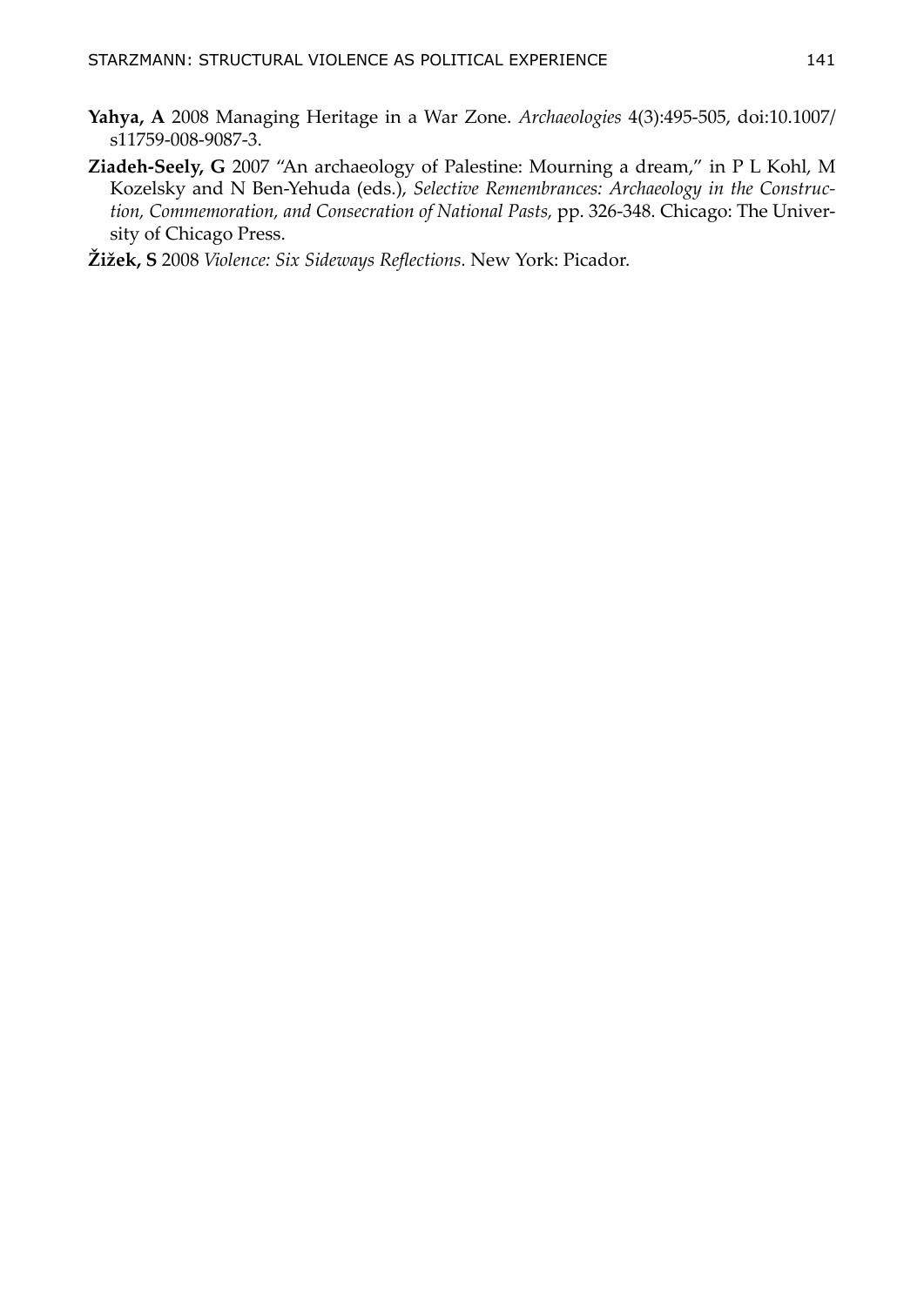**Yahya, A** 2008 Managing Heritage in a War Zone. *Archaeologies* 4(3):495-505, doi:10.1007/s11759-008-9087-3.

**Ziadeh-Seely, G** 2007 "An archaeology of Palestine: Mourning a dream," in P L Kohl, M Kozelsky and N Ben-Yehuda (eds.), *Selective Remembrances: Archaeology in the Construction, Commemoration, and Consecration of National Pasts,* pp. 326-348. Chicago: The University of Chicago Press.

**Žižek, S** 2008 *Violence: Six Sideways Reflections.* New York: Picador.